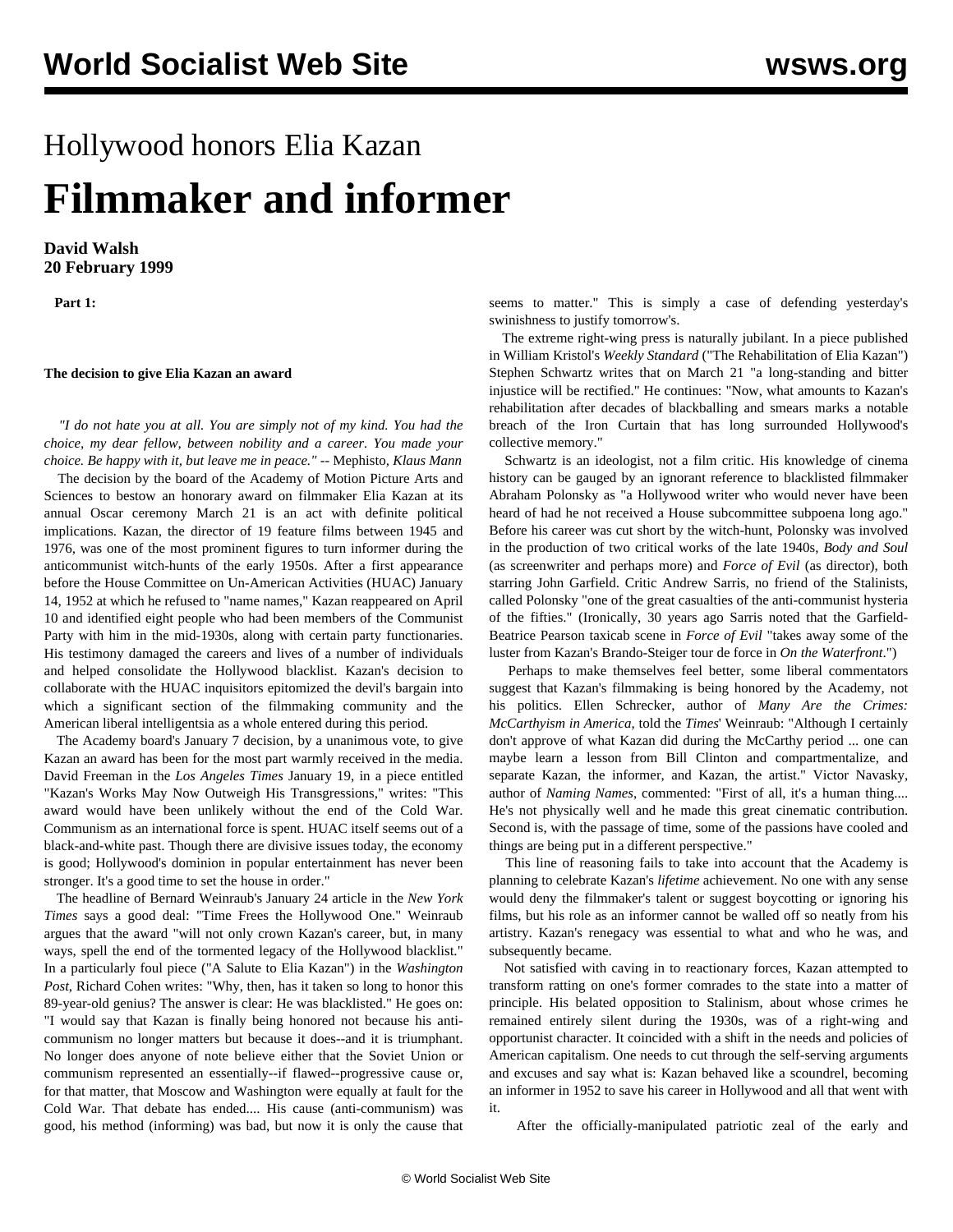# Hollywood honors Elia Kazan

# Filmmaker and informer

**David Walsh**
**20 February 1999**

**Part 1:**

**The decision to give Elia Kazan an award**

*"I do not hate you at all. You are simply not of my kind. You had the choice, my dear fellow, between nobility and a career. You made your choice. Be happy with it, but leave me in peace."* -- Mephisto, *Klaus Mann*

The decision by the board of the Academy of Motion Picture Arts and Sciences to bestow an honorary award on filmmaker Elia Kazan at its annual Oscar ceremony March 21 is an act with definite political implications. Kazan, the director of 19 feature films between 1945 and 1976, was one of the most prominent figures to turn informer during the anticommunist witch-hunts of the early 1950s. After a first appearance before the House Committee on Un-American Activities (HUAC) January 14, 1952 at which he refused to "name names," Kazan reappeared on April 10 and identified eight people who had been members of the Communist Party with him in the mid-1930s, along with certain party functionaries. His testimony damaged the careers and lives of a number of individuals and helped consolidate the Hollywood blacklist. Kazan's decision to collaborate with the HUAC inquisitors epitomized the devil's bargain into which a significant section of the filmmaking community and the American liberal intelligentsia as a whole entered during this period.

The Academy board's January 7 decision, by a unanimous vote, to give Kazan an award has been for the most part warmly received in the media. David Freeman in the *Los Angeles Times* January 19, in a piece entitled "Kazan's Works May Now Outweigh His Transgressions," writes: "This award would have been unlikely without the end of the Cold War. Communism as an international force is spent. HUAC itself seems out of a black-and-white past. Though there are divisive issues today, the economy is good; Hollywood's dominion in popular entertainment has never been stronger. It's a good time to set the house in order."

The headline of Bernard Weinraub's January 24 article in the *New York Times* says a good deal: "Time Frees the Hollywood One." Weinraub argues that the award "will not only crown Kazan's career, but, in many ways, spell the end of the tormented legacy of the Hollywood blacklist." In a particularly foul piece ("A Salute to Elia Kazan") in the *Washington Post*, Richard Cohen writes: "Why, then, has it taken so long to honor this 89-year-old genius? The answer is clear: He was blacklisted." He goes on: "I would say that Kazan is finally being honored not because his anti-communism no longer matters but because it does--and it is triumphant. No longer does anyone of note believe either that the Soviet Union or communism represented an essentially--if flawed--progressive cause or, for that matter, that Moscow and Washington were equally at fault for the Cold War. That debate has ended.... His cause (anti-communism) was good, his method (informing) was bad, but now it is only the cause that seems to matter." This is simply a case of defending yesterday's swinishness to justify tomorrow's.

The extreme right-wing press is naturally jubilant. In a piece published in William Kristol's *Weekly Standard* ("The Rehabilitation of Elia Kazan") Stephen Schwartz writes that on March 21 "a long-standing and bitter injustice will be rectified." He continues: "Now, what amounts to Kazan's rehabilitation after decades of blackballing and smears marks a notable breach of the Iron Curtain that has long surrounded Hollywood's collective memory."

Schwartz is an ideologist, not a film critic. His knowledge of cinema history can be gauged by an ignorant reference to blacklisted filmmaker Abraham Polonsky as "a Hollywood writer who would never have been heard of had he not received a House subcommittee subpoena long ago." Before his career was cut short by the witch-hunt, Polonsky was involved in the production of two critical works of the late 1940s, *Body and Soul* (as screenwriter and perhaps more) and *Force of Evil* (as director), both starring John Garfield. Critic Andrew Sarris, no friend of the Stalinists, called Polonsky "one of the great casualties of the anti-communist hysteria of the fifties." (Ironically, 30 years ago Sarris noted that the Garfield-Beatrice Pearson taxicab scene in *Force of Evil* "takes away some of the luster from Kazan's Brando-Steiger tour de force in *On the Waterfront*.")

Perhaps to make themselves feel better, some liberal commentators suggest that Kazan's filmmaking is being honored by the Academy, not his politics. Ellen Schrecker, author of *Many Are the Crimes: McCarthyism in America,* told the *Times*' Weinraub: "Although I certainly don't approve of what Kazan did during the McCarthy period ... one can maybe learn a lesson from Bill Clinton and compartmentalize, and separate Kazan, the informer, and Kazan, the artist." Victor Navasky, author of *Naming Names*, commented: "First of all, it's a human thing.... He's not physically well and he made this great cinematic contribution. Second is, with the passage of time, some of the passions have cooled and things are being put in a different perspective."

This line of reasoning fails to take into account that the Academy is planning to celebrate Kazan's *lifetime* achievement. No one with any sense would deny the filmmaker's talent or suggest boycotting or ignoring his films, but his role as an informer cannot be walled off so neatly from his artistry. Kazan's renegacy was essential to what and who he was, and subsequently became.

Not satisfied with caving in to reactionary forces, Kazan attempted to transform ratting on one's former comrades to the state into a matter of principle. His belated opposition to Stalinism, about whose crimes he remained entirely silent during the 1930s, was of a right-wing and opportunist character. It coincided with a shift in the needs and policies of American capitalism. One needs to cut through the self-serving arguments and excuses and say what is: Kazan behaved like a scoundrel, becoming an informer in 1952 to save his career in Hollywood and all that went with it.

After the officially-manipulated patriotic zeal of the early and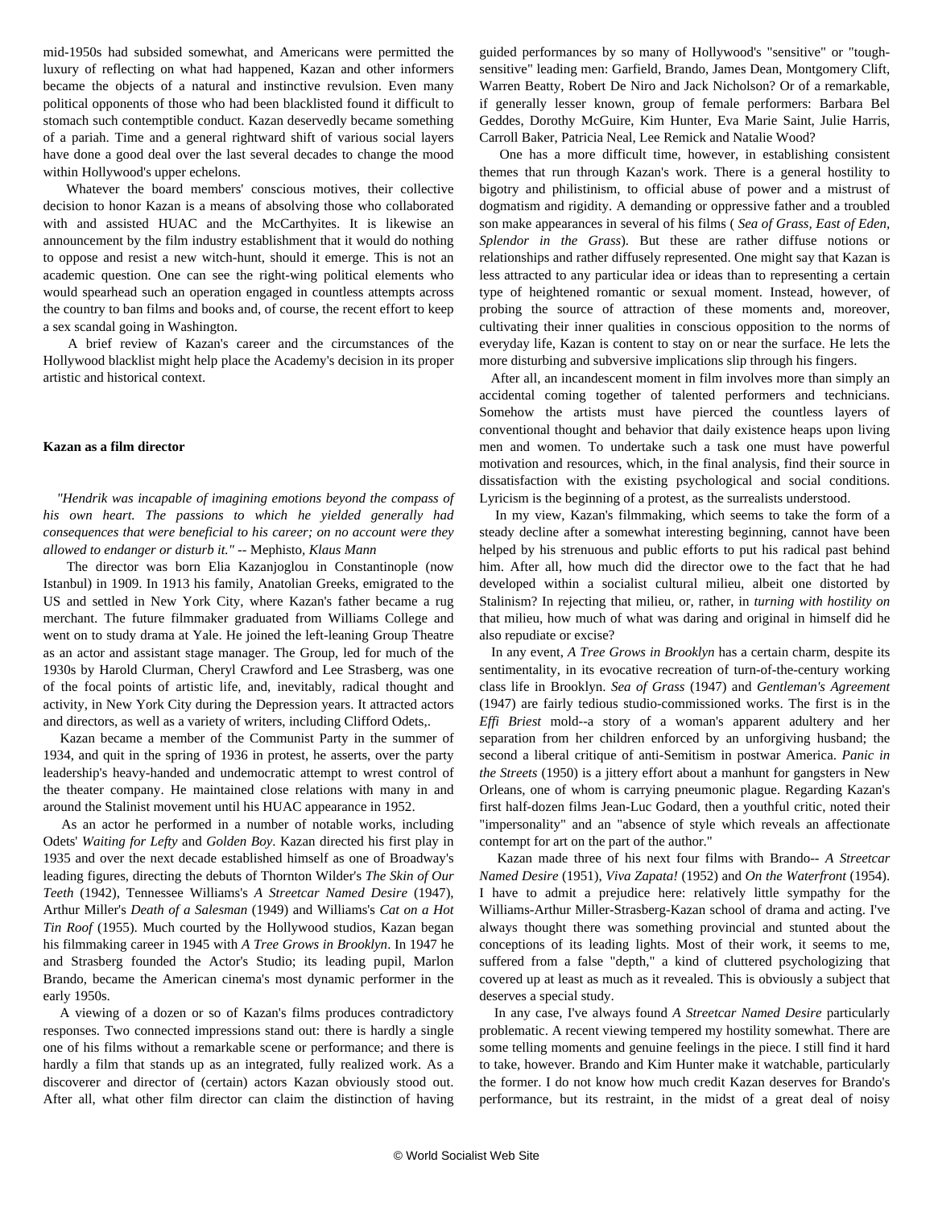mid-1950s had subsided somewhat, and Americans were permitted the luxury of reflecting on what had happened, Kazan and other informers became the objects of a natural and instinctive revulsion. Even many political opponents of those who had been blacklisted found it difficult to stomach such contemptible conduct. Kazan deservedly became something of a pariah. Time and a general rightward shift of various social layers have done a good deal over the last several decades to change the mood within Hollywood's upper echelons.

Whatever the board members' conscious motives, their collective decision to honor Kazan is a means of absolving those who collaborated with and assisted HUAC and the McCarthyites. It is likewise an announcement by the film industry establishment that it would do nothing to oppose and resist a new witch-hunt, should it emerge. This is not an academic question. One can see the right-wing political elements who would spearhead such an operation engaged in countless attempts across the country to ban films and books and, of course, the recent effort to keep a sex scandal going in Washington.

A brief review of Kazan's career and the circumstances of the Hollywood blacklist might help place the Academy's decision in its proper artistic and historical context.

**Kazan as a film director**

*"Hendrik was incapable of imagining emotions beyond the compass of his own heart. The passions to which he yielded generally had consequences that were beneficial to his career; on no account were they allowed to endanger or disturb it."* -- Mephisto, *Klaus Mann*

The director was born Elia Kazanjoglou in Constantinople (now Istanbul) in 1909. In 1913 his family, Anatolian Greeks, emigrated to the US and settled in New York City, where Kazan's father became a rug merchant. The future filmmaker graduated from Williams College and went on to study drama at Yale. He joined the left-leaning Group Theatre as an actor and assistant stage manager. The Group, led for much of the 1930s by Harold Clurman, Cheryl Crawford and Lee Strasberg, was one of the focal points of artistic life, and, inevitably, radical thought and activity, in New York City during the Depression years. It attracted actors and directors, as well as a variety of writers, including Clifford Odets,.

Kazan became a member of the Communist Party in the summer of 1934, and quit in the spring of 1936 in protest, he asserts, over the party leadership's heavy-handed and undemocratic attempt to wrest control of the theater company. He maintained close relations with many in and around the Stalinist movement until his HUAC appearance in 1952.

As an actor he performed in a number of notable works, including Odets' *Waiting for Lefty* and *Golden Boy*. Kazan directed his first play in 1935 and over the next decade established himself as one of Broadway's leading figures, directing the debuts of Thornton Wilder's *The Skin of Our Teeth* (1942), Tennessee Williams's *A Streetcar Named Desire* (1947), Arthur Miller's *Death of a Salesman* (1949) and Williams's *Cat on a Hot Tin Roof* (1955). Much courted by the Hollywood studios, Kazan began his filmmaking career in 1945 with *A Tree Grows in Brooklyn*. In 1947 he and Strasberg founded the Actor's Studio; its leading pupil, Marlon Brando, became the American cinema's most dynamic performer in the early 1950s.

A viewing of a dozen or so of Kazan's films produces contradictory responses. Two connected impressions stand out: there is hardly a single one of his films without a remarkable scene or performance; and there is hardly a film that stands up as an integrated, fully realized work. As a discoverer and director of (certain) actors Kazan obviously stood out. After all, what other film director can claim the distinction of having guided performances by so many of Hollywood's "sensitive" or "tough-sensitive" leading men: Garfield, Brando, James Dean, Montgomery Clift, Warren Beatty, Robert De Niro and Jack Nicholson? Or of a remarkable, if generally lesser known, group of female performers: Barbara Bel Geddes, Dorothy McGuire, Kim Hunter, Eva Marie Saint, Julie Harris, Carroll Baker, Patricia Neal, Lee Remick and Natalie Wood?

One has a more difficult time, however, in establishing consistent themes that run through Kazan's work. There is a general hostility to bigotry and philistinism, to official abuse of power and a mistrust of dogmatism and rigidity. A demanding or oppressive father and a troubled son make appearances in several of his films ( *Sea of Grass, East of Eden, Splendor in the Grass*). But these are rather diffuse notions or relationships and rather diffusely represented. One might say that Kazan is less attracted to any particular idea or ideas than to representing a certain type of heightened romantic or sexual moment. Instead, however, of probing the source of attraction of these moments and, moreover, cultivating their inner qualities in conscious opposition to the norms of everyday life, Kazan is content to stay on or near the surface. He lets the more disturbing and subversive implications slip through his fingers.

After all, an incandescent moment in film involves more than simply an accidental coming together of talented performers and technicians. Somehow the artists must have pierced the countless layers of conventional thought and behavior that daily existence heaps upon living men and women. To undertake such a task one must have powerful motivation and resources, which, in the final analysis, find their source in dissatisfaction with the existing psychological and social conditions. Lyricism is the beginning of a protest, as the surrealists understood.

In my view, Kazan's filmmaking, which seems to take the form of a steady decline after a somewhat interesting beginning, cannot have been helped by his strenuous and public efforts to put his radical past behind him. After all, how much did the director owe to the fact that he had developed within a socialist cultural milieu, albeit one distorted by Stalinism? In rejecting that milieu, or, rather, in *turning with hostility on* that milieu, how much of what was daring and original in himself did he also repudiate or excise?

In any event, *A Tree Grows in Brooklyn* has a certain charm, despite its sentimentality, in its evocative recreation of turn-of-the-century working class life in Brooklyn. *Sea of Grass* (1947) and *Gentleman's Agreement* (1947) are fairly tedious studio-commissioned works. The first is in the *Effi Briest* mold--a story of a woman's apparent adultery and her separation from her children enforced by an unforgiving husband; the second a liberal critique of anti-Semitism in postwar America. *Panic in the Streets* (1950) is a jittery effort about a manhunt for gangsters in New Orleans, one of whom is carrying pneumonic plague. Regarding Kazan's first half-dozen films Jean-Luc Godard, then a youthful critic, noted their "impersonality" and an "absence of style which reveals an affectionate contempt for art on the part of the author."

Kazan made three of his next four films with Brando-- *A Streetcar Named Desire* (1951), *Viva Zapata!* (1952) and *On the Waterfront* (1954). I have to admit a prejudice here: relatively little sympathy for the Williams-Arthur Miller-Strasberg-Kazan school of drama and acting. I've always thought there was something provincial and stunted about the conceptions of its leading lights. Most of their work, it seems to me, suffered from a false "depth," a kind of cluttered psychologizing that covered up at least as much as it revealed. This is obviously a subject that deserves a special study.

In any case, I've always found *A Streetcar Named Desire* particularly problematic. A recent viewing tempered my hostility somewhat. There are some telling moments and genuine feelings in the piece. I still find it hard to take, however. Brando and Kim Hunter make it watchable, particularly the former. I do not know how much credit Kazan deserves for Brando's performance, but its restraint, in the midst of a great deal of noisy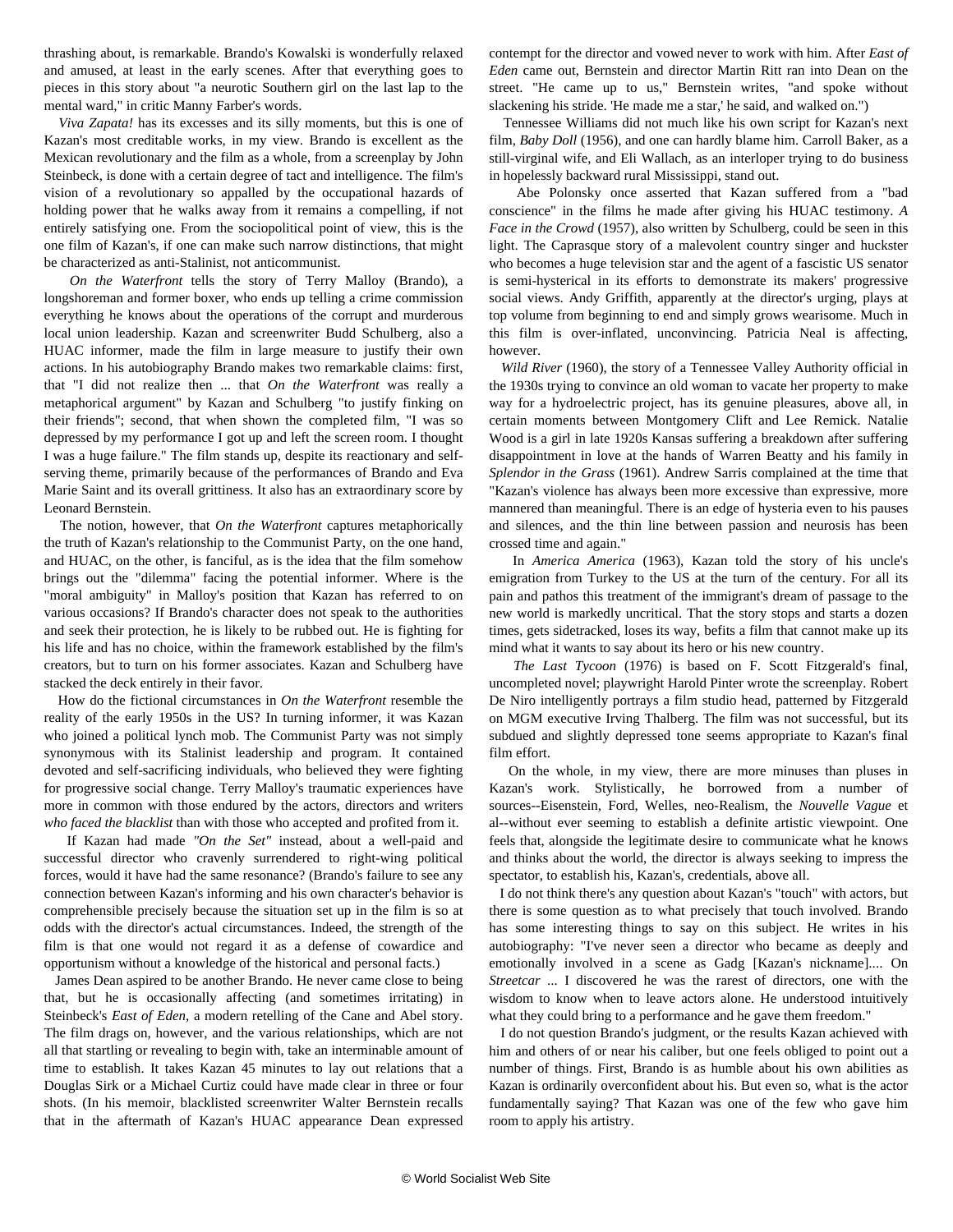thrashing about, is remarkable. Brando's Kowalski is wonderfully relaxed and amused, at least in the early scenes. After that everything goes to pieces in this story about "a neurotic Southern girl on the last lap to the mental ward," in critic Manny Farber's words.

*Viva Zapata!* has its excesses and its silly moments, but this is one of Kazan's most creditable works, in my view. Brando is excellent as the Mexican revolutionary and the film as a whole, from a screenplay by John Steinbeck, is done with a certain degree of tact and intelligence. The film's vision of a revolutionary so appalled by the occupational hazards of holding power that he walks away from it remains a compelling, if not entirely satisfying one. From the sociopolitical point of view, this is the one film of Kazan's, if one can make such narrow distinctions, that might be characterized as anti-Stalinist, not anticommunist.

*On the Waterfront* tells the story of Terry Malloy (Brando), a longshoreman and former boxer, who ends up telling a crime commission everything he knows about the operations of the corrupt and murderous local union leadership. Kazan and screenwriter Budd Schulberg, also a HUAC informer, made the film in large measure to justify their own actions. In his autobiography Brando makes two remarkable claims: first, that "I did not realize then ... that *On the Waterfront* was really a metaphorical argument" by Kazan and Schulberg "to justify finking on their friends"; second, that when shown the completed film, "I was so depressed by my performance I got up and left the screen room. I thought I was a huge failure." The film stands up, despite its reactionary and self-serving theme, primarily because of the performances of Brando and Eva Marie Saint and its overall grittiness. It also has an extraordinary score by Leonard Bernstein.

The notion, however, that *On the Waterfront* captures metaphorically the truth of Kazan's relationship to the Communist Party, on the one hand, and HUAC, on the other, is fanciful, as is the idea that the film somehow brings out the "dilemma" facing the potential informer. Where is the "moral ambiguity" in Malloy's position that Kazan has referred to on various occasions? If Brando's character does not speak to the authorities and seek their protection, he is likely to be rubbed out. He is fighting for his life and has no choice, within the framework established by the film's creators, but to turn on his former associates. Kazan and Schulberg have stacked the deck entirely in their favor.

How do the fictional circumstances in *On the Waterfront* resemble the reality of the early 1950s in the US? In turning informer, it was Kazan who joined a political lynch mob. The Communist Party was not simply synonymous with its Stalinist leadership and program. It contained devoted and self-sacrificing individuals, who believed they were fighting for progressive social change. Terry Malloy's traumatic experiences have more in common with those endured by the actors, directors and writers *who faced the blacklist* than with those who accepted and profited from it.

If Kazan had made *"On the Set"* instead, about a well-paid and successful director who cravenly surrendered to right-wing political forces, would it have had the same resonance? (Brando's failure to see any connection between Kazan's informing and his own character's behavior is comprehensible precisely because the situation set up in the film is so at odds with the director's actual circumstances. Indeed, the strength of the film is that one would not regard it as a defense of cowardice and opportunism without a knowledge of the historical and personal facts.)

James Dean aspired to be another Brando. He never came close to being that, but he is occasionally affecting (and sometimes irritating) in Steinbeck's *East of Eden*, a modern retelling of the Cane and Abel story. The film drags on, however, and the various relationships, which are not all that startling or revealing to begin with, take an interminable amount of time to establish. It takes Kazan 45 minutes to lay out relations that a Douglas Sirk or a Michael Curtiz could have made clear in three or four shots. (In his memoir, blacklisted screenwriter Walter Bernstein recalls that in the aftermath of Kazan's HUAC appearance Dean expressed contempt for the director and vowed never to work with him. After *East of Eden* came out, Bernstein and director Martin Ritt ran into Dean on the street. "He came up to us," Bernstein writes, "and spoke without slackening his stride. 'He made me a star,' he said, and walked on.")

Tennessee Williams did not much like his own script for Kazan's next film, *Baby Doll* (1956), and one can hardly blame him. Carroll Baker, as a still-virginal wife, and Eli Wallach, as an interloper trying to do business in hopelessly backward rural Mississippi, stand out.

Abe Polonsky once asserted that Kazan suffered from a "bad conscience" in the films he made after giving his HUAC testimony. *A Face in the Crowd* (1957), also written by Schulberg, could be seen in this light. The Caprasque story of a malevolent country singer and huckster who becomes a huge television star and the agent of a fascistic US senator is semi-hysterical in its efforts to demonstrate its makers' progressive social views. Andy Griffith, apparently at the director's urging, plays at top volume from beginning to end and simply grows wearisome. Much in this film is over-inflated, unconvincing. Patricia Neal is affecting, however.

*Wild River* (1960), the story of a Tennessee Valley Authority official in the 1930s trying to convince an old woman to vacate her property to make way for a hydroelectric project, has its genuine pleasures, above all, in certain moments between Montgomery Clift and Lee Remick. Natalie Wood is a girl in late 1920s Kansas suffering a breakdown after suffering disappointment in love at the hands of Warren Beatty and his family in *Splendor in the Grass* (1961). Andrew Sarris complained at the time that "Kazan's violence has always been more excessive than expressive, more mannered than meaningful. There is an edge of hysteria even to his pauses and silences, and the thin line between passion and neurosis has been crossed time and again."

In *America America* (1963), Kazan told the story of his uncle's emigration from Turkey to the US at the turn of the century. For all its pain and pathos this treatment of the immigrant's dream of passage to the new world is markedly uncritical. That the story stops and starts a dozen times, gets sidetracked, loses its way, befits a film that cannot make up its mind what it wants to say about its hero or his new country.

*The Last Tycoon* (1976) is based on F. Scott Fitzgerald's final, uncompleted novel; playwright Harold Pinter wrote the screenplay. Robert De Niro intelligently portrays a film studio head, patterned by Fitzgerald on MGM executive Irving Thalberg. The film was not successful, but its subdued and slightly depressed tone seems appropriate to Kazan's final film effort.

On the whole, in my view, there are more minuses than pluses in Kazan's work. Stylistically, he borrowed from a number of sources--Eisenstein, Ford, Welles, neo-Realism, the *Nouvelle Vague* et al--without ever seeming to establish a definite artistic viewpoint. One feels that, alongside the legitimate desire to communicate what he knows and thinks about the world, the director is always seeking to impress the spectator, to establish his, Kazan's, credentials, above all.

I do not think there's any question about Kazan's "touch" with actors, but there is some question as to what precisely that touch involved. Brando has some interesting things to say on this subject. He writes in his autobiography: "I've never seen a director who became as deeply and emotionally involved in a scene as Gadg [Kazan's nickname].... On *Streetcar* ... I discovered he was the rarest of directors, one with the wisdom to know when to leave actors alone. He understood intuitively what they could bring to a performance and he gave them freedom."

I do not question Brando's judgment, or the results Kazan achieved with him and others of or near his caliber, but one feels obliged to point out a number of things. First, Brando is as humble about his own abilities as Kazan is ordinarily overconfident about his. But even so, what is the actor fundamentally saying? That Kazan was one of the few who gave him room to apply his artistry.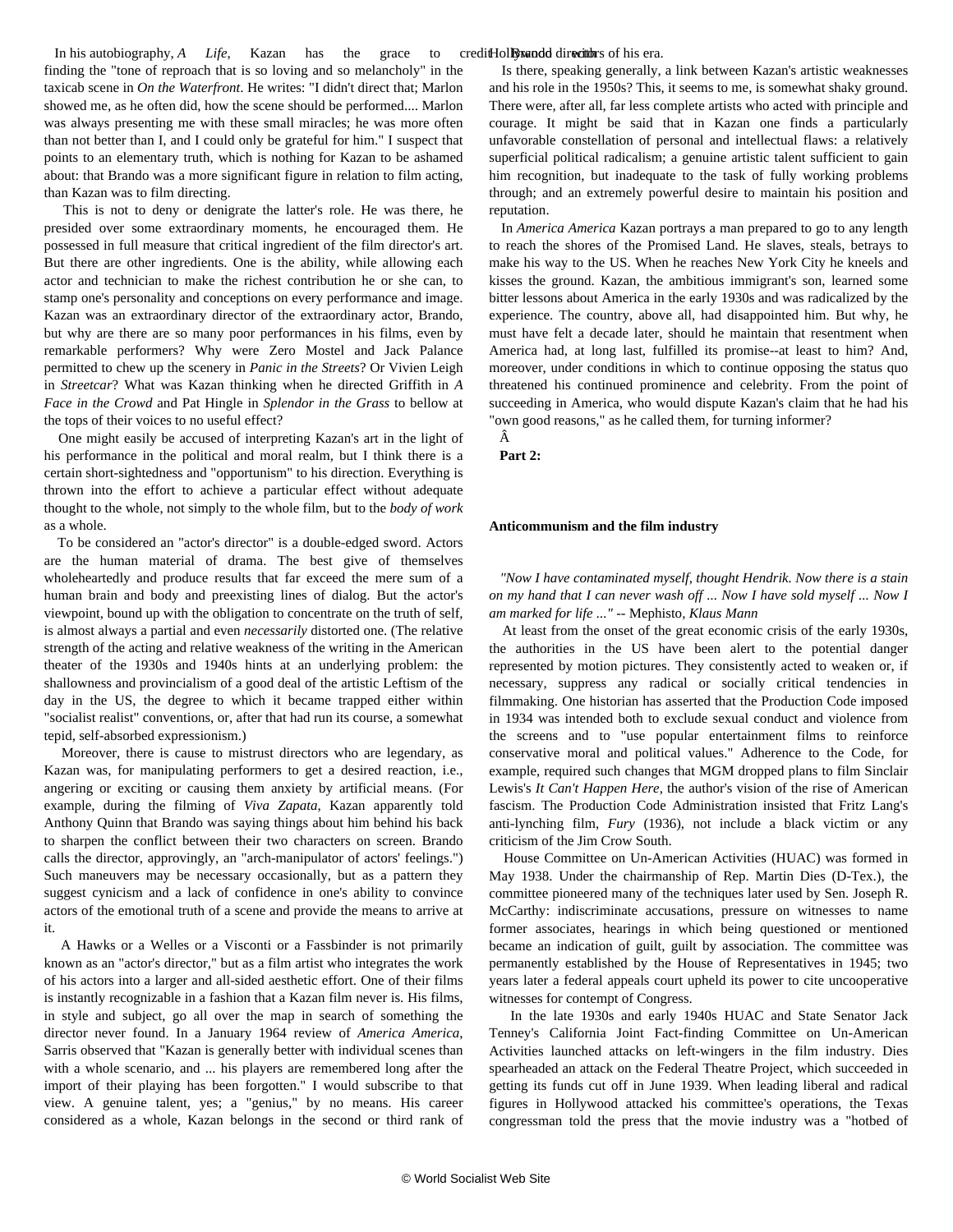In his autobiography, *A Life*, Kazan has the grace to credit Brando with finding the "tone of reproach that is so loving and so melancholy" in the taxicab scene in *On the Waterfront*. He writes: "I didn't direct that; Marlon showed me, as he often did, how the scene should be performed.... Marlon was always presenting me with these small miracles; he was more often than not better than I, and I could only be grateful for him." I suspect that points to an elementary truth, which is nothing for Kazan to be ashamed about: that Brando was a more significant figure in relation to film acting, than Kazan was to film directing.

This is not to deny or denigrate the latter's role. He was there, he presided over some extraordinary moments, he encouraged them. He possessed in full measure that critical ingredient of the film director's art. But there are other ingredients. One is the ability, while allowing each actor and technician to make the richest contribution he or she can, to stamp one's personality and conceptions on every performance and image. Kazan was an extraordinary director of the extraordinary actor, Brando, but why are there are so many poor performances in his films, even by remarkable performers? Why were Zero Mostel and Jack Palance permitted to chew up the scenery in *Panic in the Streets*? Or Vivien Leigh in *Streetcar*? What was Kazan thinking when he directed Griffith in *A Face in the Crowd* and Pat Hingle in *Splendor in the Grass* to bellow at the tops of their voices to no useful effect?

One might easily be accused of interpreting Kazan's art in the light of his performance in the political and moral realm, but I think there is a certain short-sightedness and "opportunism" to his direction. Everything is thrown into the effort to achieve a particular effect without adequate thought to the whole, not simply to the whole film, but to the *body of work* as a whole.

To be considered an "actor's director" is a double-edged sword. Actors are the human material of drama. The best give of themselves wholeheartedly and produce results that far exceed the mere sum of a human brain and body and preexisting lines of dialog. But the actor's viewpoint, bound up with the obligation to concentrate on the truth of self, is almost always a partial and even *necessarily* distorted one. (The relative strength of the acting and relative weakness of the writing in the American theater of the 1930s and 1940s hints at an underlying problem: the shallowness and provincialism of a good deal of the artistic Leftism of the day in the US, the degree to which it became trapped either within "socialist realist" conventions, or, after that had run its course, a somewhat tepid, self-absorbed expressionism.)

Moreover, there is cause to mistrust directors who are legendary, as Kazan was, for manipulating performers to get a desired reaction, i.e., angering or exciting or causing them anxiety by artificial means. (For example, during the filming of *Viva Zapata*, Kazan apparently told Anthony Quinn that Brando was saying things about him behind his back to sharpen the conflict between their two characters on screen. Brando calls the director, approvingly, an "arch-manipulator of actors' feelings.") Such maneuvers may be necessary occasionally, but as a pattern they suggest cynicism and a lack of confidence in one's ability to convince actors of the emotional truth of a scene and provide the means to arrive at it.

A Hawks or a Welles or a Visconti or a Fassbinder is not primarily known as an "actor's director," but as a film artist who integrates the work of his actors into a larger and all-sided aesthetic effort. One of their films is instantly recognizable in a fashion that a Kazan film never is. His films, in style and subject, go all over the map in search of something the director never found. In a January 1964 review of *America America*, Sarris observed that "Kazan is generally better with individual scenes than with a whole scenario, and ... his players are remembered long after the import of their playing has been forgotten." I would subscribe to that view. A genuine talent, yes; a "genius," by no means. His career considered as a whole, Kazan belongs in the second or third rank of Hollywood directors of his era.

Is there, speaking generally, a link between Kazan's artistic weaknesses and his role in the 1950s? This, it seems to me, is somewhat shaky ground. There were, after all, far less complete artists who acted with principle and courage. It might be said that in Kazan one finds a particularly unfavorable constellation of personal and intellectual flaws: a relatively superficial political radicalism; a genuine artistic talent sufficient to gain him recognition, but inadequate to the task of fully working problems through; and an extremely powerful desire to maintain his position and reputation.

In *America America* Kazan portrays a man prepared to go to any length to reach the shores of the Promised Land. He slaves, steals, betrays to make his way to the US. When he reaches New York City he kneels and kisses the ground. Kazan, the ambitious immigrant's son, learned some bitter lessons about America in the early 1930s and was radicalized by the experience. The country, above all, had disappointed him. But why, he must have felt a decade later, should he maintain that resentment when America had, at long last, fulfilled its promise--at least to him? And, moreover, under conditions in which to continue opposing the status quo threatened his continued prominence and celebrity. From the point of succeeding in America, who would dispute Kazan's claim that he had his "own good reasons," as he called them, for turning informer?

**Part 2:**

**Anticommunism and the film industry**

*"Now I have contaminated myself, thought Hendrik. Now there is a stain on my hand that I can never wash off ... Now I have sold myself ... Now I am marked for life ..."* -- Mephisto, *Klaus Mann*

At least from the onset of the great economic crisis of the early 1930s, the authorities in the US have been alert to the potential danger represented by motion pictures. They consistently acted to weaken or, if necessary, suppress any radical or socially critical tendencies in filmmaking. One historian has asserted that the Production Code imposed in 1934 was intended both to exclude sexual conduct and violence from the screens and to "use popular entertainment films to reinforce conservative moral and political values." Adherence to the Code, for example, required such changes that MGM dropped plans to film Sinclair Lewis's *It Can't Happen Here*, the author's vision of the rise of American fascism. The Production Code Administration insisted that Fritz Lang's anti-lynching film, *Fury* (1936), not include a black victim or any criticism of the Jim Crow South.

House Committee on Un-American Activities (HUAC) was formed in May 1938. Under the chairmanship of Rep. Martin Dies (D-Tex.), the committee pioneered many of the techniques later used by Sen. Joseph R. McCarthy: indiscriminate accusations, pressure on witnesses to name former associates, hearings in which being questioned or mentioned became an indication of guilt, guilt by association. The committee was permanently established by the House of Representatives in 1945; two years later a federal appeals court upheld its power to cite uncooperative witnesses for contempt of Congress.

In the late 1930s and early 1940s HUAC and State Senator Jack Tenney's California Joint Fact-finding Committee on Un-American Activities launched attacks on left-wingers in the film industry. Dies spearheaded an attack on the Federal Theatre Project, which succeeded in getting its funds cut off in June 1939. When leading liberal and radical figures in Hollywood attacked his committee's operations, the Texas congressman told the press that the movie industry was a "hotbed of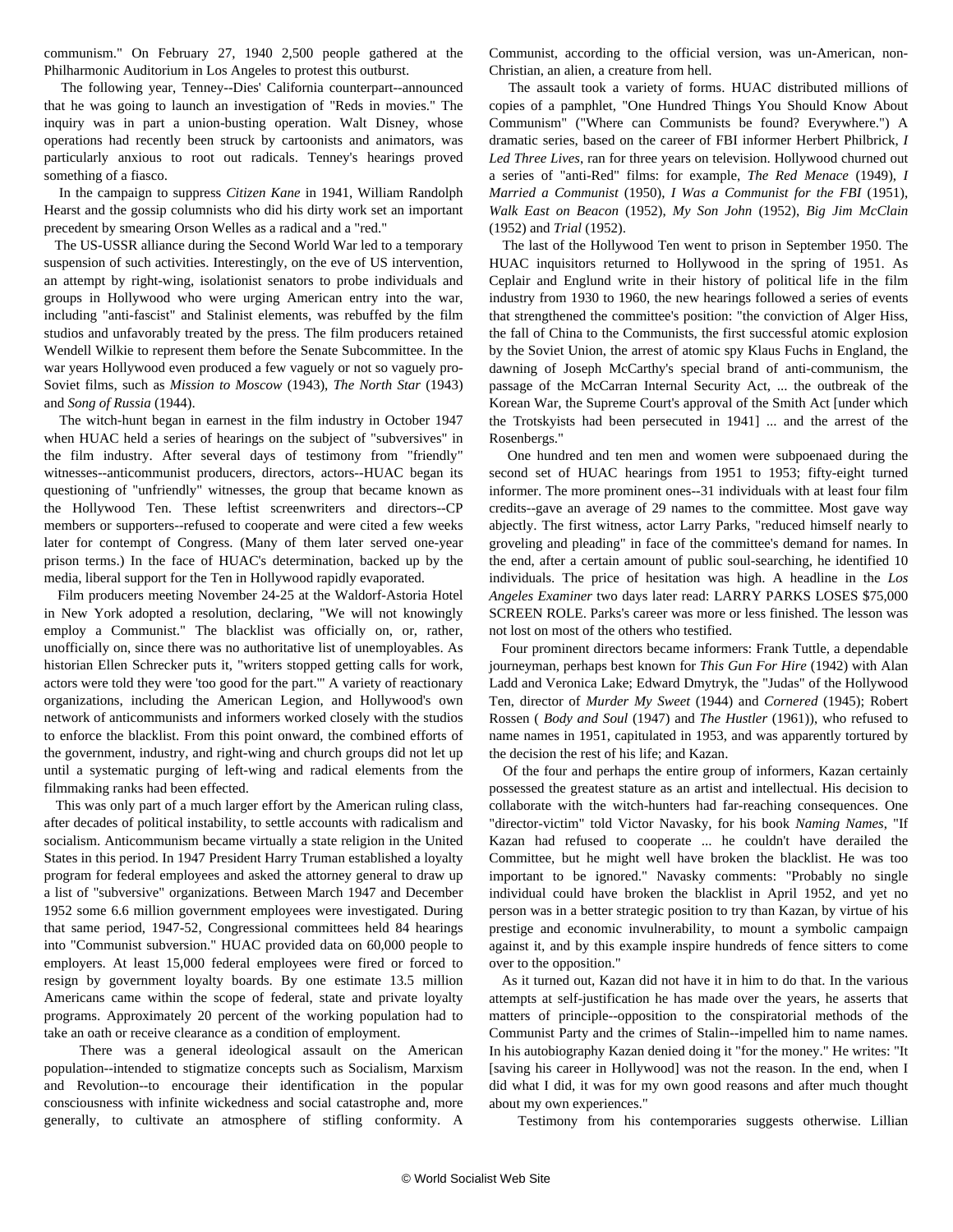communism." On February 27, 1940 2,500 people gathered at the Philharmonic Auditorium in Los Angeles to protest this outburst.

The following year, Tenney--Dies' California counterpart--announced that he was going to launch an investigation of "Reds in movies." The inquiry was in part a union-busting operation. Walt Disney, whose operations had recently been struck by cartoonists and animators, was particularly anxious to root out radicals. Tenney's hearings proved something of a fiasco.

In the campaign to suppress *Citizen Kane* in 1941, William Randolph Hearst and the gossip columnists who did his dirty work set an important precedent by smearing Orson Welles as a radical and a "red."

The US-USSR alliance during the Second World War led to a temporary suspension of such activities. Interestingly, on the eve of US intervention, an attempt by right-wing, isolationist senators to probe individuals and groups in Hollywood who were urging American entry into the war, including "anti-fascist" and Stalinist elements, was rebuffed by the film studios and unfavorably treated by the press. The film producers retained Wendell Wilkie to represent them before the Senate Subcommittee. In the war years Hollywood even produced a few vaguely or not so vaguely pro-Soviet films, such as *Mission to Moscow* (1943), *The North Star* (1943) and *Song of Russia* (1944).

The witch-hunt began in earnest in the film industry in October 1947 when HUAC held a series of hearings on the subject of "subversives" in the film industry. After several days of testimony from "friendly" witnesses--anticommunist producers, directors, actors--HUAC began its questioning of "unfriendly" witnesses, the group that became known as the Hollywood Ten. These leftist screenwriters and directors--CP members or supporters--refused to cooperate and were cited a few weeks later for contempt of Congress. (Many of them later served one-year prison terms.) In the face of HUAC's determination, backed up by the media, liberal support for the Ten in Hollywood rapidly evaporated.

Film producers meeting November 24-25 at the Waldorf-Astoria Hotel in New York adopted a resolution, declaring, "We will not knowingly employ a Communist." The blacklist was officially on, or, rather, unofficially on, since there was no authoritative list of unemployables. As historian Ellen Schrecker puts it, "writers stopped getting calls for work, actors were told they were 'too good for the part.'" A variety of reactionary organizations, including the American Legion, and Hollywood's own network of anticommunists and informers worked closely with the studios to enforce the blacklist. From this point onward, the combined efforts of the government, industry, and right-wing and church groups did not let up until a systematic purging of left-wing and radical elements from the filmmaking ranks had been effected.

This was only part of a much larger effort by the American ruling class, after decades of political instability, to settle accounts with radicalism and socialism. Anticommunism became virtually a state religion in the United States in this period. In 1947 President Harry Truman established a loyalty program for federal employees and asked the attorney general to draw up a list of "subversive" organizations. Between March 1947 and December 1952 some 6.6 million government employees were investigated. During that same period, 1947-52, Congressional committees held 84 hearings into "Communist subversion." HUAC provided data on 60,000 people to employers. At least 15,000 federal employees were fired or forced to resign by government loyalty boards. By one estimate 13.5 million Americans came within the scope of federal, state and private loyalty programs. Approximately 20 percent of the working population had to take an oath or receive clearance as a condition of employment.

There was a general ideological assault on the American population--intended to stigmatize concepts such as Socialism, Marxism and Revolution--to encourage their identification in the popular consciousness with infinite wickedness and social catastrophe and, more generally, to cultivate an atmosphere of stifling conformity. A Communist, according to the official version, was un-American, non-Christian, an alien, a creature from hell.

The assault took a variety of forms. HUAC distributed millions of copies of a pamphlet, "One Hundred Things You Should Know About Communism" ("Where can Communists be found? Everywhere.") A dramatic series, based on the career of FBI informer Herbert Philbrick, *I Led Three Lives*, ran for three years on television. Hollywood churned out a series of "anti-Red" films: for example, *The Red Menace* (1949), *I Married a Communist* (1950), *I Was a Communist for the FBI* (1951), *Walk East on Beacon* (1952), *My Son John* (1952), *Big Jim McClain* (1952) and *Trial* (1952).

The last of the Hollywood Ten went to prison in September 1950. The HUAC inquisitors returned to Hollywood in the spring of 1951. As Ceplair and Englund write in their history of political life in the film industry from 1930 to 1960, the new hearings followed a series of events that strengthened the committee's position: "the conviction of Alger Hiss, the fall of China to the Communists, the first successful atomic explosion by the Soviet Union, the arrest of atomic spy Klaus Fuchs in England, the dawning of Joseph McCarthy's special brand of anti-communism, the passage of the McCarran Internal Security Act, ... the outbreak of the Korean War, the Supreme Court's approval of the Smith Act [under which the Trotskyists had been persecuted in 1941] ... and the arrest of the Rosenbergs."

One hundred and ten men and women were subpoenaed during the second set of HUAC hearings from 1951 to 1953; fifty-eight turned informer. The more prominent ones--31 individuals with at least four film credits--gave an average of 29 names to the committee. Most gave way abjectly. The first witness, actor Larry Parks, "reduced himself nearly to groveling and pleading" in face of the committee's demand for names. In the end, after a certain amount of public soul-searching, he identified 10 individuals. The price of hesitation was high. A headline in the *Los Angeles Examiner* two days later read: LARRY PARKS LOSES $75,000 SCREEN ROLE. Parks's career was more or less finished. The lesson was not lost on most of the others who testified.

Four prominent directors became informers: Frank Tuttle, a dependable journeyman, perhaps best known for *This Gun For Hire* (1942) with Alan Ladd and Veronica Lake; Edward Dmytryk, the "Judas" of the Hollywood Ten, director of *Murder My Sweet* (1944) and *Cornered* (1945); Robert Rossen ( *Body and Soul* (1947) and *The Hustler* (1961)), who refused to name names in 1951, capitulated in 1953, and was apparently tortured by the decision the rest of his life; and Kazan.

Of the four and perhaps the entire group of informers, Kazan certainly possessed the greatest stature as an artist and intellectual. His decision to collaborate with the witch-hunters had far-reaching consequences. One "director-victim" told Victor Navasky, for his book *Naming Names*, "If Kazan had refused to cooperate ... he couldn't have derailed the Committee, but he might well have broken the blacklist. He was too important to be ignored." Navasky comments: "Probably no single individual could have broken the blacklist in April 1952, and yet no person was in a better strategic position to try than Kazan, by virtue of his prestige and economic invulnerability, to mount a symbolic campaign against it, and by this example inspire hundreds of fence sitters to come over to the opposition."

As it turned out, Kazan did not have it in him to do that. In the various attempts at self-justification he has made over the years, he asserts that matters of principle--opposition to the conspiratorial methods of the Communist Party and the crimes of Stalin--impelled him to name names. In his autobiography Kazan denied doing it "for the money." He writes: "It [saving his career in Hollywood] was not the reason. In the end, when I did what I did, it was for my own good reasons and after much thought about my own experiences."

Testimony from his contemporaries suggests otherwise. Lillian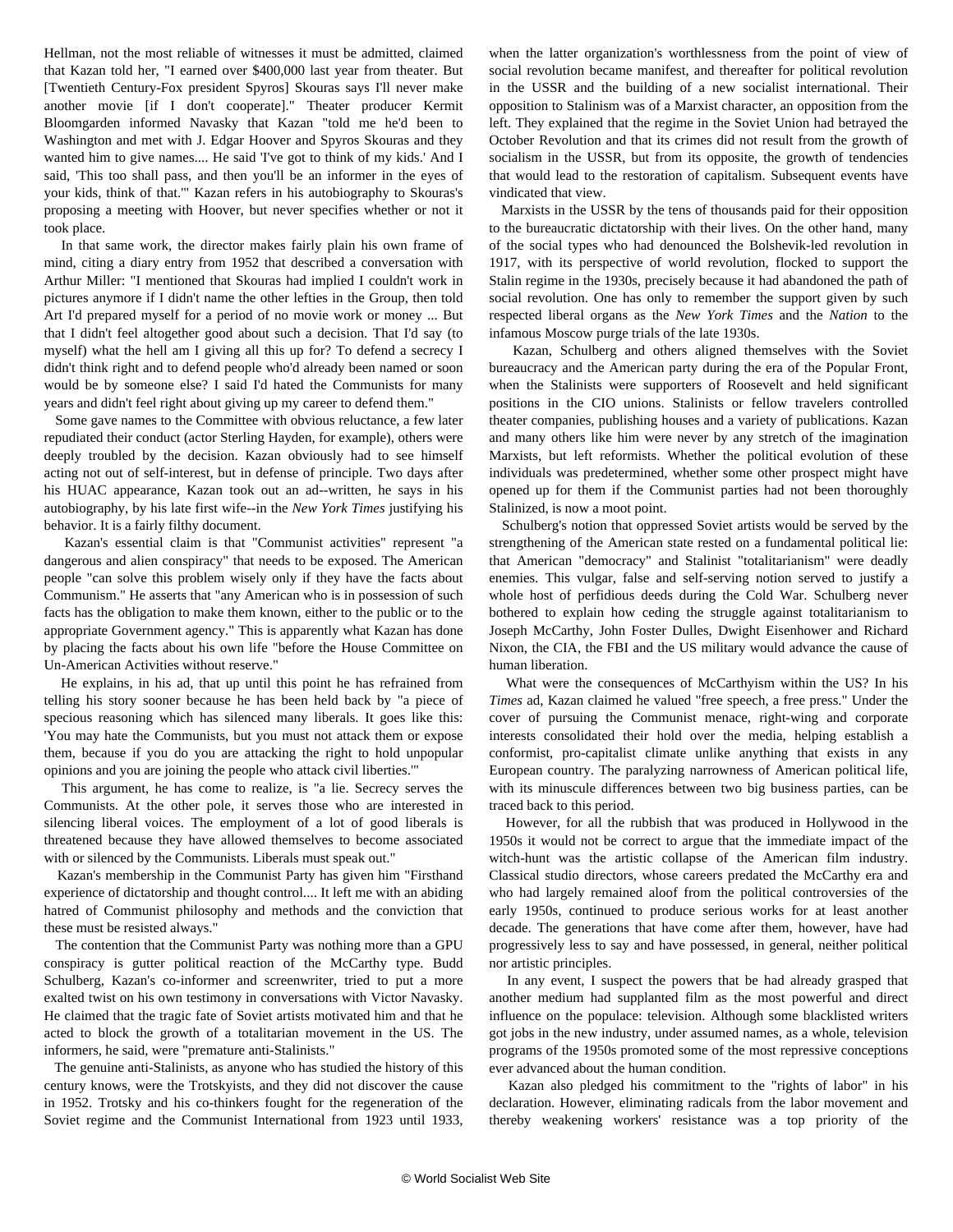Hellman, not the most reliable of witnesses it must be admitted, claimed that Kazan told her, "I earned over $400,000 last year from theater. But [Twentieth Century-Fox president Spyros] Skouras says I'll never make another movie [if I don't cooperate]." Theater producer Kermit Bloomgarden informed Navasky that Kazan "told me he'd been to Washington and met with J. Edgar Hoover and Spyros Skouras and they wanted him to give names.... He said 'I've got to think of my kids.' And I said, 'This too shall pass, and then you'll be an informer in the eyes of your kids, think of that.'" Kazan refers in his autobiography to Skouras's proposing a meeting with Hoover, but never specifies whether or not it took place.

In that same work, the director makes fairly plain his own frame of mind, citing a diary entry from 1952 that described a conversation with Arthur Miller: "I mentioned that Skouras had implied I couldn't work in pictures anymore if I didn't name the other lefties in the Group, then told Art I'd prepared myself for a period of no movie work or money ... But that I didn't feel altogether good about such a decision. That I'd say (to myself) what the hell am I giving all this up for? To defend a secrecy I didn't think right and to defend people who'd already been named or soon would be by someone else? I said I'd hated the Communists for many years and didn't feel right about giving up my career to defend them."

Some gave names to the Committee with obvious reluctance, a few later repudiated their conduct (actor Sterling Hayden, for example), others were deeply troubled by the decision. Kazan obviously had to see himself acting not out of self-interest, but in defense of principle. Two days after his HUAC appearance, Kazan took out an ad--written, he says in his autobiography, by his late first wife--in the *New York Times* justifying his behavior. It is a fairly filthy document.

Kazan's essential claim is that "Communist activities" represent "a dangerous and alien conspiracy" that needs to be exposed. The American people "can solve this problem wisely only if they have the facts about Communism." He asserts that "any American who is in possession of such facts has the obligation to make them known, either to the public or to the appropriate Government agency." This is apparently what Kazan has done by placing the facts about his own life "before the House Committee on Un-American Activities without reserve."

He explains, in his ad, that up until this point he has refrained from telling his story sooner because he has been held back by "a piece of specious reasoning which has silenced many liberals. It goes like this: 'You may hate the Communists, but you must not attack them or expose them, because if you do you are attacking the right to hold unpopular opinions and you are joining the people who attack civil liberties.'"

This argument, he has come to realize, is "a lie. Secrecy serves the Communists. At the other pole, it serves those who are interested in silencing liberal voices. The employment of a lot of good liberals is threatened because they have allowed themselves to become associated with or silenced by the Communists. Liberals must speak out."

Kazan's membership in the Communist Party has given him "Firsthand experience of dictatorship and thought control.... It left me with an abiding hatred of Communist philosophy and methods and the conviction that these must be resisted always."

The contention that the Communist Party was nothing more than a GPU conspiracy is gutter political reaction of the McCarthy type. Budd Schulberg, Kazan's co-informer and screenwriter, tried to put a more exalted twist on his own testimony in conversations with Victor Navasky. He claimed that the tragic fate of Soviet artists motivated him and that he acted to block the growth of a totalitarian movement in the US. The informers, he said, were "premature anti-Stalinists."

The genuine anti-Stalinists, as anyone who has studied the history of this century knows, were the Trotskyists, and they did not discover the cause in 1952. Trotsky and his co-thinkers fought for the regeneration of the Soviet regime and the Communist International from 1923 until 1933, when the latter organization's worthlessness from the point of view of social revolution became manifest, and thereafter for political revolution in the USSR and the building of a new socialist international. Their opposition to Stalinism was of a Marxist character, an opposition from the left. They explained that the regime in the Soviet Union had betrayed the October Revolution and that its crimes did not result from the growth of socialism in the USSR, but from its opposite, the growth of tendencies that would lead to the restoration of capitalism. Subsequent events have vindicated that view.

Marxists in the USSR by the tens of thousands paid for their opposition to the bureaucratic dictatorship with their lives. On the other hand, many of the social types who had denounced the Bolshevik-led revolution in 1917, with its perspective of world revolution, flocked to support the Stalin regime in the 1930s, precisely because it had abandoned the path of social revolution. One has only to remember the support given by such respected liberal organs as the *New York Times* and the *Nation* to the infamous Moscow purge trials of the late 1930s.

Kazan, Schulberg and others aligned themselves with the Soviet bureaucracy and the American party during the era of the Popular Front, when the Stalinists were supporters of Roosevelt and held significant positions in the CIO unions. Stalinists or fellow travelers controlled theater companies, publishing houses and a variety of publications. Kazan and many others like him were never by any stretch of the imagination Marxists, but left reformists. Whether the political evolution of these individuals was predetermined, whether some other prospect might have opened up for them if the Communist parties had not been thoroughly Stalinized, is now a moot point.

Schulberg's notion that oppressed Soviet artists would be served by the strengthening of the American state rested on a fundamental political lie: that American "democracy" and Stalinist "totalitarianism" were deadly enemies. This vulgar, false and self-serving notion served to justify a whole host of perfidious deeds during the Cold War. Schulberg never bothered to explain how ceding the struggle against totalitarianism to Joseph McCarthy, John Foster Dulles, Dwight Eisenhower and Richard Nixon, the CIA, the FBI and the US military would advance the cause of human liberation.

What were the consequences of McCarthyism within the US? In his *Times* ad, Kazan claimed he valued "free speech, a free press." Under the cover of pursuing the Communist menace, right-wing and corporate interests consolidated their hold over the media, helping establish a conformist, pro-capitalist climate unlike anything that exists in any European country. The paralyzing narrowness of American political life, with its minuscule differences between two big business parties, can be traced back to this period.

However, for all the rubbish that was produced in Hollywood in the 1950s it would not be correct to argue that the immediate impact of the witch-hunt was the artistic collapse of the American film industry. Classical studio directors, whose careers predated the McCarthy era and who had largely remained aloof from the political controversies of the early 1950s, continued to produce serious works for at least another decade. The generations that have come after them, however, have had progressively less to say and have possessed, in general, neither political nor artistic principles.

In any event, I suspect the powers that be had already grasped that another medium had supplanted film as the most powerful and direct influence on the populace: television. Although some blacklisted writers got jobs in the new industry, under assumed names, as a whole, television programs of the 1950s promoted some of the most repressive conceptions ever advanced about the human condition.

Kazan also pledged his commitment to the "rights of labor" in his declaration. However, eliminating radicals from the labor movement and thereby weakening workers' resistance was a top priority of the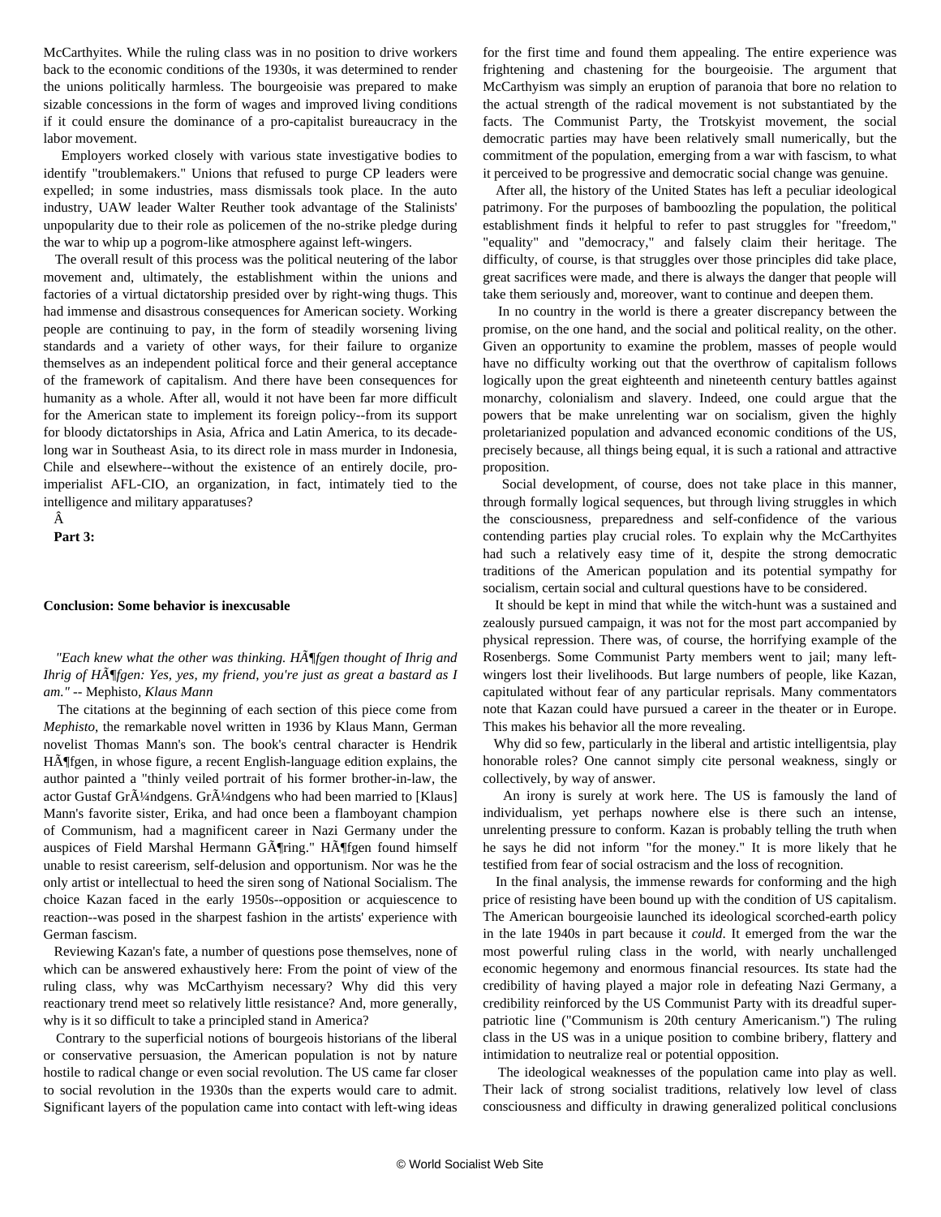McCarthyites. While the ruling class was in no position to drive workers back to the economic conditions of the 1930s, it was determined to render the unions politically harmless. The bourgeoisie was prepared to make sizable concessions in the form of wages and improved living conditions if it could ensure the dominance of a pro-capitalist bureaucracy in the labor movement.

Employers worked closely with various state investigative bodies to identify "troublemakers." Unions that refused to purge CP leaders were expelled; in some industries, mass dismissals took place. In the auto industry, UAW leader Walter Reuther took advantage of the Stalinists' unpopularity due to their role as policemen of the no-strike pledge during the war to whip up a pogrom-like atmosphere against left-wingers.

The overall result of this process was the political neutering of the labor movement and, ultimately, the establishment within the unions and factories of a virtual dictatorship presided over by right-wing thugs. This had immense and disastrous consequences for American society. Working people are continuing to pay, in the form of steadily worsening living standards and a variety of other ways, for their failure to organize themselves as an independent political force and their general acceptance of the framework of capitalism. And there have been consequences for humanity as a whole. After all, would it not have been far more difficult for the American state to implement its foreign policy--from its support for bloody dictatorships in Asia, Africa and Latin America, to its decade-long war in Southeast Asia, to its direct role in mass murder in Indonesia, Chile and elsewhere--without the existence of an entirely docile, pro-imperialist AFL-CIO, an organization, in fact, intimately tied to the intelligence and military apparatuses?

**Part 3:**

**Conclusion: Some behavior is inexcusable**

*"Each knew what the other was thinking. HÃ¶fgen thought of Ihrig and Ihrig of HÃ¶fgen: Yes, yes, my friend, you're just as great a bastard as I am."* -- Mephisto, *Klaus Mann*

The citations at the beginning of each section of this piece come from *Mephisto*, the remarkable novel written in 1936 by Klaus Mann, German novelist Thomas Mann's son. The book's central character is Hendrik HÃ¶fgen, in whose figure, a recent English-language edition explains, the author painted a "thinly veiled portrait of his former brother-in-law, the actor Gustaf GrÃ¼ndgens. GrÃ¼ndgens who had been married to [Klaus] Mann's favorite sister, Erika, and had once been a flamboyant champion of Communism, had a magnificent career in Nazi Germany under the auspices of Field Marshal Hermann GÃ¶ring." HÃ¶fgen found himself unable to resist careerism, self-delusion and opportunism. Nor was he the only artist or intellectual to heed the siren song of National Socialism. The choice Kazan faced in the early 1950s--opposition or acquiescence to reaction--was posed in the sharpest fashion in the artists' experience with German fascism.

Reviewing Kazan's fate, a number of questions pose themselves, none of which can be answered exhaustively here: From the point of view of the ruling class, why was McCarthyism necessary? Why did this very reactionary trend meet so relatively little resistance? And, more generally, why is it so difficult to take a principled stand in America?

Contrary to the superficial notions of bourgeois historians of the liberal or conservative persuasion, the American population is not by nature hostile to radical change or even social revolution. The US came far closer to social revolution in the 1930s than the experts would care to admit. Significant layers of the population came into contact with left-wing ideas for the first time and found them appealing. The entire experience was frightening and chastening for the bourgeoisie. The argument that McCarthyism was simply an eruption of paranoia that bore no relation to the actual strength of the radical movement is not substantiated by the facts. The Communist Party, the Trotskyist movement, the social democratic parties may have been relatively small numerically, but the commitment of the population, emerging from a war with fascism, to what it perceived to be progressive and democratic social change was genuine.

After all, the history of the United States has left a peculiar ideological patrimony. For the purposes of bamboozling the population, the political establishment finds it helpful to refer to past struggles for "freedom," "equality" and "democracy," and falsely claim their heritage. The difficulty, of course, is that struggles over those principles did take place, great sacrifices were made, and there is always the danger that people will take them seriously and, moreover, want to continue and deepen them.

In no country in the world is there a greater discrepancy between the promise, on the one hand, and the social and political reality, on the other. Given an opportunity to examine the problem, masses of people would have no difficulty working out that the overthrow of capitalism follows logically upon the great eighteenth and nineteenth century battles against monarchy, colonialism and slavery. Indeed, one could argue that the powers that be make unrelenting war on socialism, given the highly proletarianized population and advanced economic conditions of the US, precisely because, all things being equal, it is such a rational and attractive proposition.

Social development, of course, does not take place in this manner, through formally logical sequences, but through living struggles in which the consciousness, preparedness and self-confidence of the various contending parties play crucial roles. To explain why the McCarthyites had such a relatively easy time of it, despite the strong democratic traditions of the American population and its potential sympathy for socialism, certain social and cultural questions have to be considered.

It should be kept in mind that while the witch-hunt was a sustained and zealously pursued campaign, it was not for the most part accompanied by physical repression. There was, of course, the horrifying example of the Rosenbergs. Some Communist Party members went to jail; many left-wingers lost their livelihoods. But large numbers of people, like Kazan, capitulated without fear of any particular reprisals. Many commentators note that Kazan could have pursued a career in the theater or in Europe. This makes his behavior all the more revealing.

Why did so few, particularly in the liberal and artistic intelligentsia, play honorable roles? One cannot simply cite personal weakness, singly or collectively, by way of answer.

An irony is surely at work here. The US is famously the land of individualism, yet perhaps nowhere else is there such an intense, unrelenting pressure to conform. Kazan is probably telling the truth when he says he did not inform "for the money." It is more likely that he testified from fear of social ostracism and the loss of recognition.

In the final analysis, the immense rewards for conforming and the high price of resisting have been bound up with the condition of US capitalism. The American bourgeoisie launched its ideological scorched-earth policy in the late 1940s in part because it *could*. It emerged from the war the most powerful ruling class in the world, with nearly unchallenged economic hegemony and enormous financial resources. Its state had the credibility of having played a major role in defeating Nazi Germany, a credibility reinforced by the US Communist Party with its dreadful super-patriotic line ("Communism is 20th century Americanism.") The ruling class in the US was in a unique position to combine bribery, flattery and intimidation to neutralize real or potential opposition.

The ideological weaknesses of the population came into play as well. Their lack of strong socialist traditions, relatively low level of class consciousness and difficulty in drawing generalized political conclusions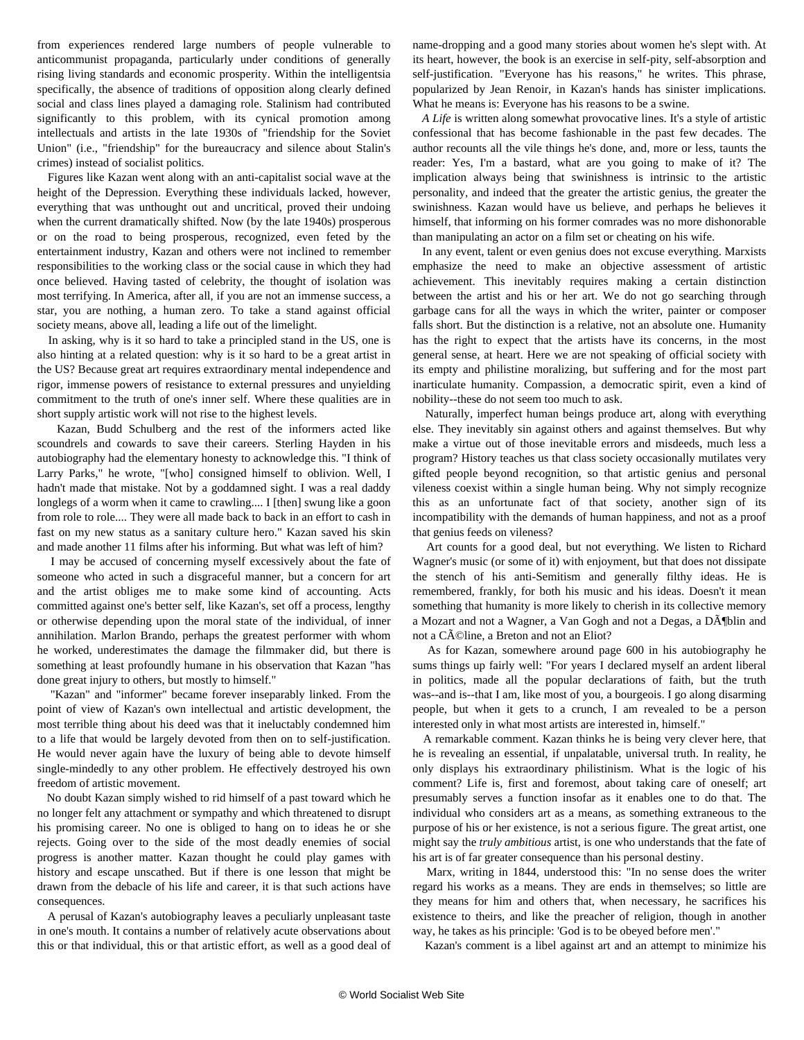from experiences rendered large numbers of people vulnerable to anticommunist propaganda, particularly under conditions of generally rising living standards and economic prosperity. Within the intelligentsia specifically, the absence of traditions of opposition along clearly defined social and class lines played a damaging role. Stalinism had contributed significantly to this problem, with its cynical promotion among intellectuals and artists in the late 1930s of "friendship for the Soviet Union" (i.e., "friendship" for the bureaucracy and silence about Stalin's crimes) instead of socialist politics.

Figures like Kazan went along with an anti-capitalist social wave at the height of the Depression. Everything these individuals lacked, however, everything that was unthought out and uncritical, proved their undoing when the current dramatically shifted. Now (by the late 1940s) prosperous or on the road to being prosperous, recognized, even feted by the entertainment industry, Kazan and others were not inclined to remember responsibilities to the working class or the social cause in which they had once believed. Having tasted of celebrity, the thought of isolation was most terrifying. In America, after all, if you are not an immense success, a star, you are nothing, a human zero. To take a stand against official society means, above all, leading a life out of the limelight.

In asking, why is it so hard to take a principled stand in the US, one is also hinting at a related question: why is it so hard to be a great artist in the US? Because great art requires extraordinary mental independence and rigor, immense powers of resistance to external pressures and unyielding commitment to the truth of one's inner self. Where these qualities are in short supply artistic work will not rise to the highest levels.

Kazan, Budd Schulberg and the rest of the informers acted like scoundrels and cowards to save their careers. Sterling Hayden in his autobiography had the elementary honesty to acknowledge this. "I think of Larry Parks," he wrote, "[who] consigned himself to oblivion. Well, I hadn't made that mistake. Not by a goddamned sight. I was a real daddy longlegs of a worm when it came to crawling.... I [then] swung like a goon from role to role.... They were all made back to back in an effort to cash in fast on my new status as a sanitary culture hero." Kazan saved his skin and made another 11 films after his informing. But what was left of him?

I may be accused of concerning myself excessively about the fate of someone who acted in such a disgraceful manner, but a concern for art and the artist obliges me to make some kind of accounting. Acts committed against one's better self, like Kazan's, set off a process, lengthy or otherwise depending upon the moral state of the individual, of inner annihilation. Marlon Brando, perhaps the greatest performer with whom he worked, underestimates the damage the filmmaker did, but there is something at least profoundly humane in his observation that Kazan "has done great injury to others, but mostly to himself."

"Kazan" and "informer" became forever inseparably linked. From the point of view of Kazan's own intellectual and artistic development, the most terrible thing about his deed was that it ineluctably condemned him to a life that would be largely devoted from then on to self-justification. He would never again have the luxury of being able to devote himself single-mindedly to any other problem. He effectively destroyed his own freedom of artistic movement.

No doubt Kazan simply wished to rid himself of a past toward which he no longer felt any attachment or sympathy and which threatened to disrupt his promising career. No one is obliged to hang on to ideas he or she rejects. Going over to the side of the most deadly enemies of social progress is another matter. Kazan thought he could play games with history and escape unscathed. But if there is one lesson that might be drawn from the debacle of his life and career, it is that such actions have consequences.

A perusal of Kazan's autobiography leaves a peculiarly unpleasant taste in one's mouth. It contains a number of relatively acute observations about this or that individual, this or that artistic effort, as well as a good deal of name-dropping and a good many stories about women he's slept with. At its heart, however, the book is an exercise in self-pity, self-absorption and self-justification. "Everyone has his reasons," he writes. This phrase, popularized by Jean Renoir, in Kazan's hands has sinister implications. What he means is: Everyone has his reasons to be a swine.

*A Life* is written along somewhat provocative lines. It's a style of artistic confessional that has become fashionable in the past few decades. The author recounts all the vile things he's done, and, more or less, taunts the reader: Yes, I'm a bastard, what are you going to make of it? The implication always being that swinishness is intrinsic to the artistic personality, and indeed that the greater the artistic genius, the greater the swinishness. Kazan would have us believe, and perhaps he believes it himself, that informing on his former comrades was no more dishonorable than manipulating an actor on a film set or cheating on his wife.

In any event, talent or even genius does not excuse everything. Marxists emphasize the need to make an objective assessment of artistic achievement. This inevitably requires making a certain distinction between the artist and his or her art. We do not go searching through garbage cans for all the ways in which the writer, painter or composer falls short. But the distinction is a relative, not an absolute one. Humanity has the right to expect that the artists have its concerns, in the most general sense, at heart. Here we are not speaking of official society with its empty and philistine moralizing, but suffering and for the most part inarticulate humanity. Compassion, a democratic spirit, even a kind of nobility--these do not seem too much to ask.

Naturally, imperfect human beings produce art, along with everything else. They inevitably sin against others and against themselves. But why make a virtue out of those inevitable errors and misdeeds, much less a program? History teaches us that class society occasionally mutilates very gifted people beyond recognition, so that artistic genius and personal vileness coexist within a single human being. Why not simply recognize this as an unfortunate fact of that society, another sign of its incompatibility with the demands of human happiness, and not as a proof that genius feeds on vileness?

Art counts for a good deal, but not everything. We listen to Richard Wagner's music (or some of it) with enjoyment, but that does not dissipate the stench of his anti-Semitism and generally filthy ideas. He is remembered, frankly, for both his music and his ideas. Doesn't it mean something that humanity is more likely to cherish in its collective memory a Mozart and not a Wagner, a Van Gogh and not a Degas, a DÃ¶blin and not a CÃ©line, a Breton and not an Eliot?

As for Kazan, somewhere around page 600 in his autobiography he sums things up fairly well: "For years I declared myself an ardent liberal in politics, made all the popular declarations of faith, but the truth was--and is--that I am, like most of you, a bourgeois. I go along disarming people, but when it gets to a crunch, I am revealed to be a person interested only in what most artists are interested in, himself."

A remarkable comment. Kazan thinks he is being very clever here, that he is revealing an essential, if unpalatable, universal truth. In reality, he only displays his extraordinary philistinism. What is the logic of his comment? Life is, first and foremost, about taking care of oneself; art presumably serves a function insofar as it enables one to do that. The individual who considers art as a means, as something extraneous to the purpose of his or her existence, is not a serious figure. The great artist, one might say the *truly ambitious* artist, is one who understands that the fate of his art is of far greater consequence than his personal destiny.

Marx, writing in 1844, understood this: "In no sense does the writer regard his works as a means. They are ends in themselves; so little are they means for him and others that, when necessary, he sacrifices his existence to theirs, and like the preacher of religion, though in another way, he takes as his principle: 'God is to be obeyed before men'."

Kazan's comment is a libel against art and an attempt to minimize his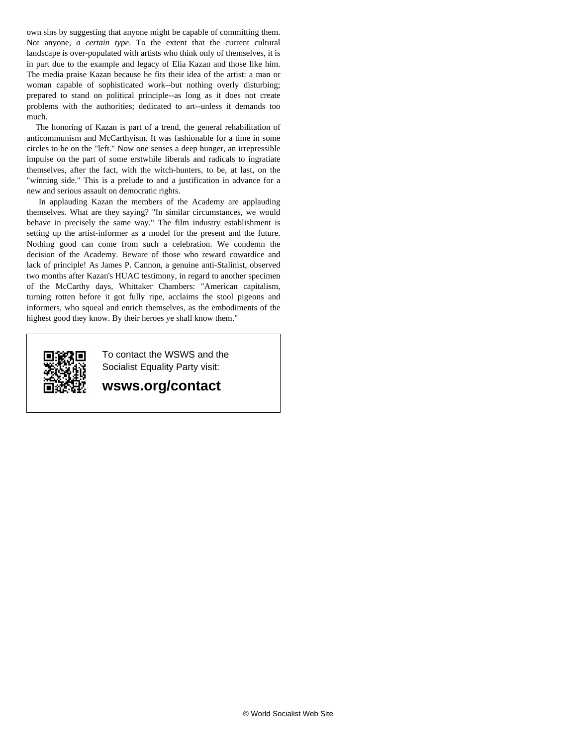own sins by suggesting that anyone might be capable of committing them. Not anyone, *a certain type*. To the extent that the current cultural landscape is over-populated with artists who think only of themselves, it is in part due to the example and legacy of Elia Kazan and those like him. The media praise Kazan because he fits their idea of the artist: a man or woman capable of sophisticated work--but nothing overly disturbing; prepared to stand on political principle--as long as it does not create problems with the authorities; dedicated to art--unless it demands too much.

The honoring of Kazan is part of a trend, the general rehabilitation of anticommunism and McCarthyism. It was fashionable for a time in some circles to be on the "left." Now one senses a deep hunger, an irrepressible impulse on the part of some erstwhile liberals and radicals to ingratiate themselves, after the fact, with the witch-hunters, to be, at last, on the "winning side." This is a prelude to and a justification in advance for a new and serious assault on democratic rights.

In applauding Kazan the members of the Academy are applauding themselves. What are they saying? "In similar circumstances, we would behave in precisely the same way." The film industry establishment is setting up the artist-informer as a model for the present and the future. Nothing good can come from such a celebration. We condemn the decision of the Academy. Beware of those who reward cowardice and lack of principle! As James P. Cannon, a genuine anti-Stalinist, observed two months after Kazan's HUAC testimony, in regard to another specimen of the McCarthy days, Whittaker Chambers: "American capitalism, turning rotten before it got fully ripe, acclaims the stool pigeons and informers, who squeal and enrich themselves, as the embodiments of the highest good they know. By their heroes ye shall know them."

To contact the WSWS and the Socialist Equality Party visit:

**wsws.org/contact**